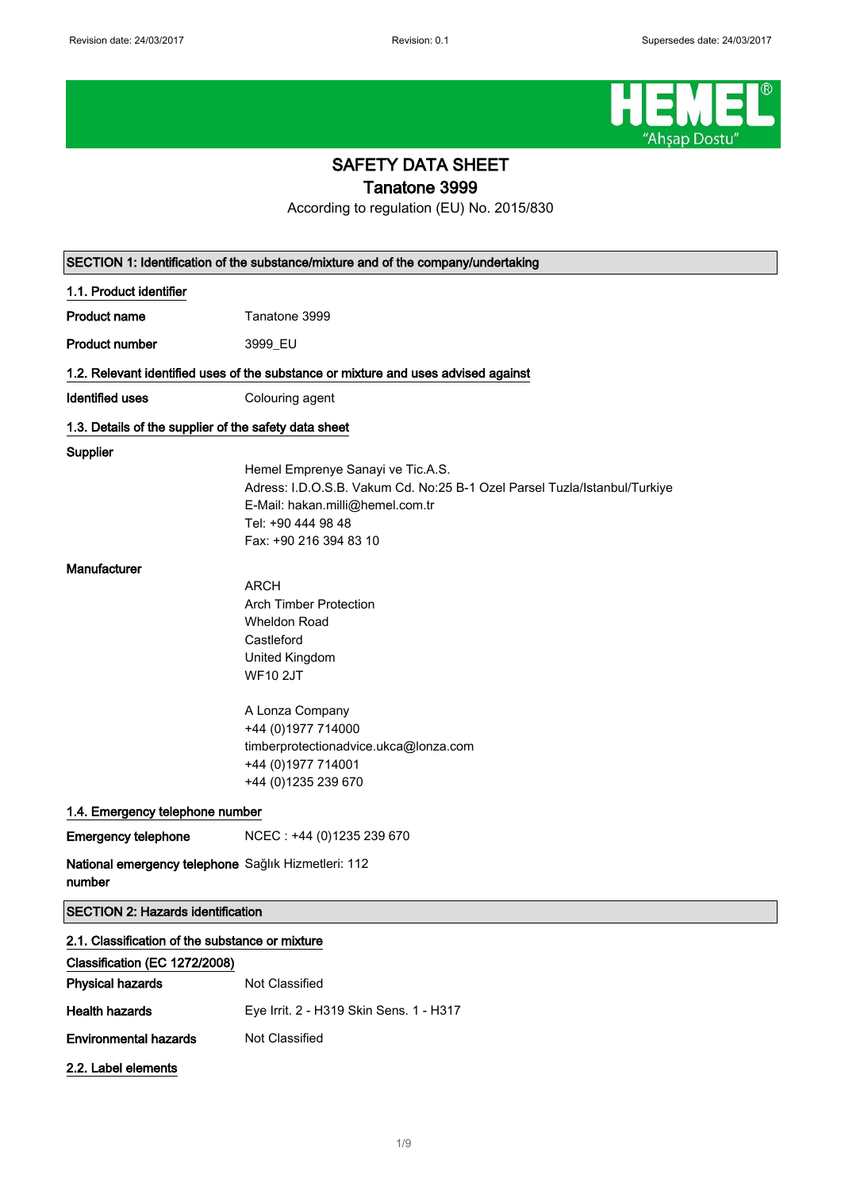# SAFETY DATA SHEET

## Tanatone 3999

According to regulation (EU) No. 2015/830

## SECTION 1: Identification of the substance/mixture and of the company/undertaking

### 1.1. Product identifier

**Product name** Tanatone 3999

**Product number** 3999_EU

### 1.2. Relevant identified uses of the substance or mixture and uses advised against

**Identified uses** Colouring agent

### 1.3. Details of the supplier of the safety data sheet

**Supplier**

Hemel Emprenye Sanayi ve Tic.A.S.
Adress: I.D.O.S.B. Vakum Cd. No:25 B-1 Ozel Parsel Tuzla/Istanbul/Turkiye
E-Mail: hakan.milli@hemel.com.tr
Tel: +90 444 98 48
Fax: +90 216 394 83 10

**Manufacturer**

ARCH
Arch Timber Protection
Wheldon Road
Castleford
United Kingdom
WF10 2JT

A Lonza Company
+44 (0)1977 714000
timberprotectionadvice.ukca@lonza.com
+44 (0)1977 714001
+44 (0)1235 239 670

### 1.4. Emergency telephone number

**Emergency telephone** NCEC : +44 (0)1235 239 670

**National emergency telephone number** Sağlık Hizmetleri: 112

## SECTION 2: Hazards identification

### 2.1. Classification of the substance or mixture

**Classification (EC 1272/2008)**

**Physical hazards** Not Classified

**Health hazards** Eye Irrit. 2 - H319 Skin Sens. 1 - H317

**Environmental hazards** Not Classified

### 2.2. Label elements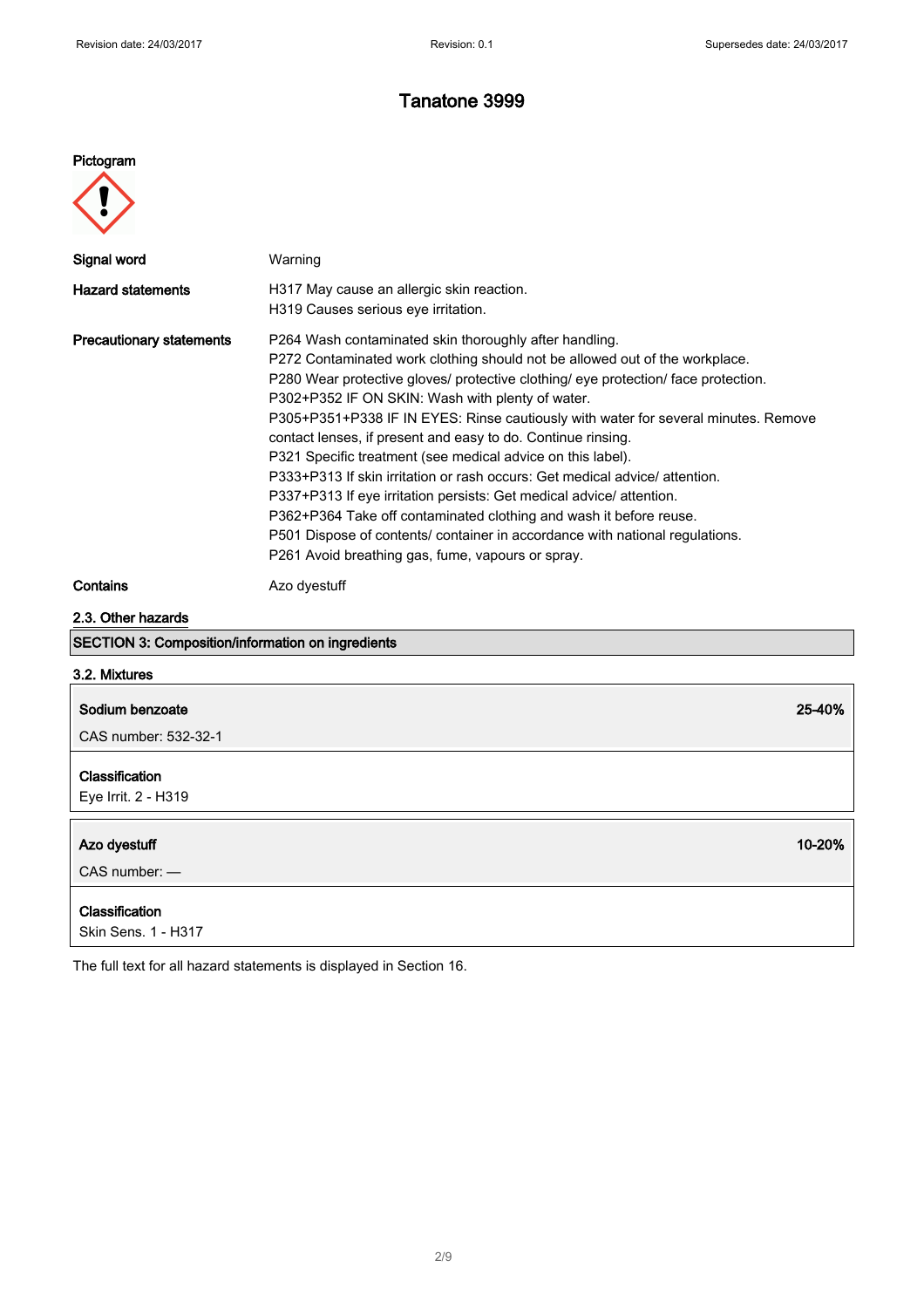# Tanatone 3999

**Pictogram**

| | |
|---|---|
| **Signal word** | Warning |
| **Hazard statements** | H317 May cause an allergic skin reaction.<br>H319 Causes serious eye irritation. |
| **Precautionary statements** | P264 Wash contaminated skin thoroughly after handling.<br>P272 Contaminated work clothing should not be allowed out of the workplace.<br>P280 Wear protective gloves/ protective clothing/ eye protection/ face protection.<br>P302+P352 IF ON SKIN: Wash with plenty of water.<br>P305+P351+P338 IF IN EYES: Rinse cautiously with water for several minutes. Remove contact lenses, if present and easy to do. Continue rinsing.<br>P321 Specific treatment (see medical advice on this label).<br>P333+P313 If skin irritation or rash occurs: Get medical advice/ attention.<br>P337+P313 If eye irritation persists: Get medical advice/ attention.<br>P362+P364 Take off contaminated clothing and wash it before reuse.<br>P501 Dispose of contents/ container in accordance with national regulations.<br>P261 Avoid breathing gas, fume, vapours or spray. |
| **Contains** | Azo dyestuff |

## 2.3. Other hazards

## SECTION 3: Composition/information on ingredients

### 3.2. Mixtures

| **Sodium benzoate** | **25-40%** |
|---|---|
| CAS number: 532-32-1 | |
| **Classification**<br>Eye Irrit. 2 - H319 | |

| **Azo dyestuff** | **10-20%** |
|---|---|
| CAS number: — | |
| **Classification**<br>Skin Sens. 1 - H317 | |

The full text for all hazard statements is displayed in Section 16.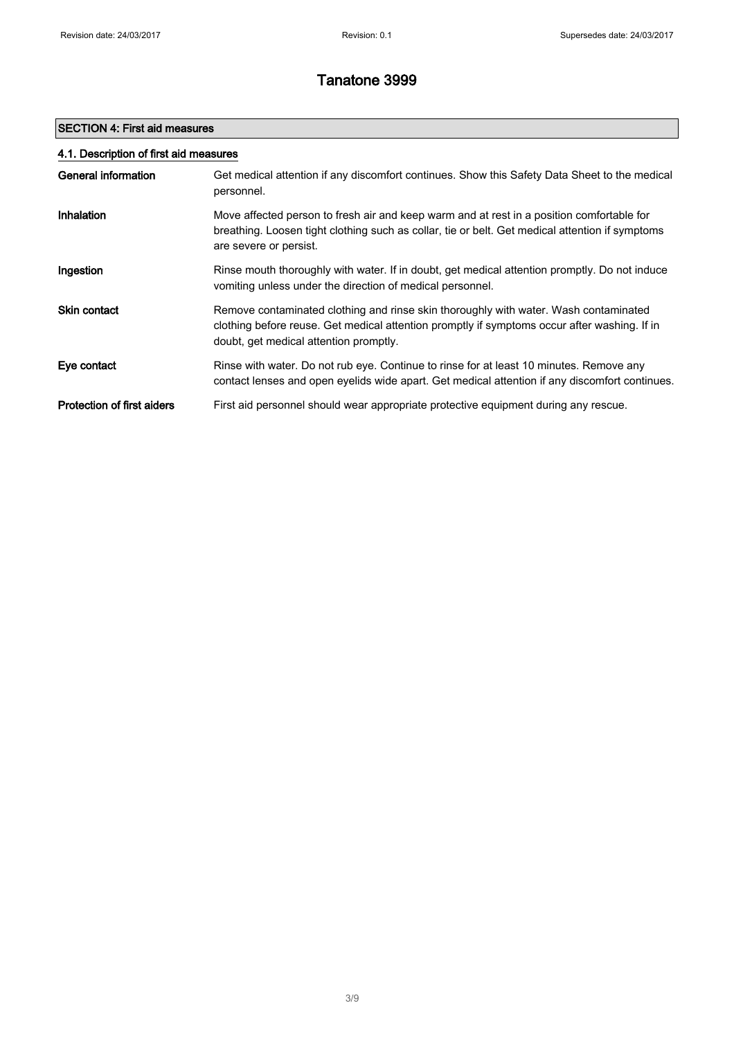# Tanatone 3999

## SECTION 4: First aid measures

### 4.1. Description of first aid measures

| | |
|---|---|
| **General information** | Get medical attention if any discomfort continues. Show this Safety Data Sheet to the medical personnel. |
| **Inhalation** | Move affected person to fresh air and keep warm and at rest in a position comfortable for breathing. Loosen tight clothing such as collar, tie or belt. Get medical attention if symptoms are severe or persist. |
| **Ingestion** | Rinse mouth thoroughly with water. If in doubt, get medical attention promptly. Do not induce vomiting unless under the direction of medical personnel. |
| **Skin contact** | Remove contaminated clothing and rinse skin thoroughly with water. Wash contaminated clothing before reuse. Get medical attention promptly if symptoms occur after washing. If in doubt, get medical attention promptly. |
| **Eye contact** | Rinse with water. Do not rub eye. Continue to rinse for at least 10 minutes. Remove any contact lenses and open eyelids wide apart. Get medical attention if any discomfort continues. |
| **Protection of first aiders** | First aid personnel should wear appropriate protective equipment during any rescue. |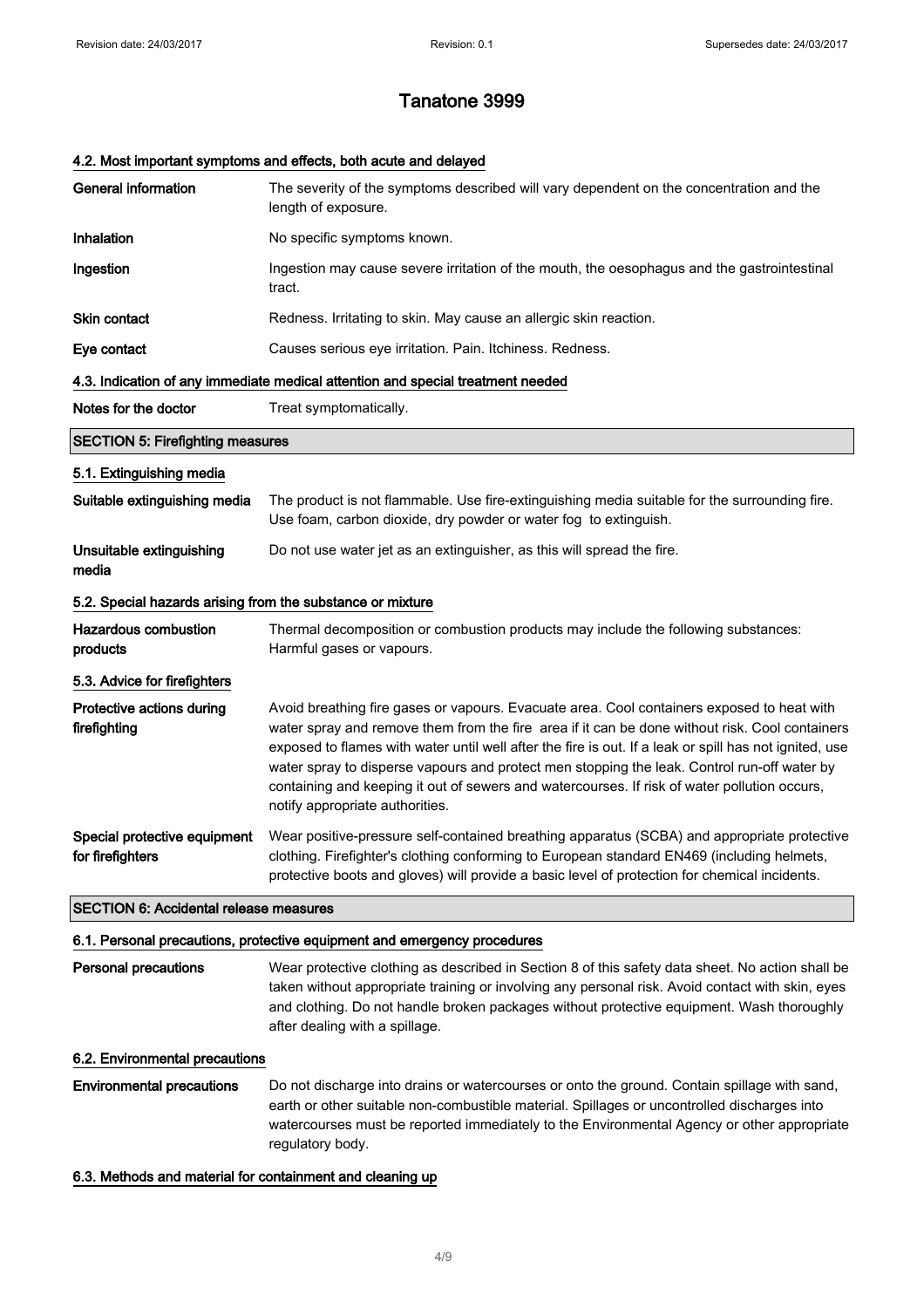# Tanatone 3999

### 4.2. Most important symptoms and effects, both acute and delayed

| | |
|---|---|
| **General information** | The severity of the symptoms described will vary dependent on the concentration and the length of exposure. |
| **Inhalation** | No specific symptoms known. |
| **Ingestion** | Ingestion may cause severe irritation of the mouth, the oesophagus and the gastrointestinal tract. |
| **Skin contact** | Redness. Irritating to skin. May cause an allergic skin reaction. |
| **Eye contact** | Causes serious eye irritation. Pain. Itchiness. Redness. |

### 4.3. Indication of any immediate medical attention and special treatment needed

| | |
|---|---|
| **Notes for the doctor** | Treat symptomatically. |

## SECTION 5: Firefighting measures

### 5.1. Extinguishing media

| | |
|---|---|
| **Suitable extinguishing media** | The product is not flammable. Use fire-extinguishing media suitable for the surrounding fire. Use foam, carbon dioxide, dry powder or water fog to extinguish. |
| **Unsuitable extinguishing media** | Do not use water jet as an extinguisher, as this will spread the fire. |

### 5.2. Special hazards arising from the substance or mixture

| | |
|---|---|
| **Hazardous combustion products** | Thermal decomposition or combustion products may include the following substances: Harmful gases or vapours. |

### 5.3. Advice for firefighters

| | |
|---|---|
| **Protective actions during firefighting** | Avoid breathing fire gases or vapours. Evacuate area. Cool containers exposed to heat with water spray and remove them from the fire area if it can be done without risk. Cool containers exposed to flames with water until well after the fire is out. If a leak or spill has not ignited, use water spray to disperse vapours and protect men stopping the leak. Control run-off water by containing and keeping it out of sewers and watercourses. If risk of water pollution occurs, notify appropriate authorities. |
| **Special protective equipment for firefighters** | Wear positive-pressure self-contained breathing apparatus (SCBA) and appropriate protective clothing. Firefighter's clothing conforming to European standard EN469 (including helmets, protective boots and gloves) will provide a basic level of protection for chemical incidents. |

## SECTION 6: Accidental release measures

### 6.1. Personal precautions, protective equipment and emergency procedures

| | |
|---|---|
| **Personal precautions** | Wear protective clothing as described in Section 8 of this safety data sheet. No action shall be taken without appropriate training or involving any personal risk. Avoid contact with skin, eyes and clothing. Do not handle broken packages without protective equipment. Wash thoroughly after dealing with a spillage. |

### 6.2. Environmental precautions

| | |
|---|---|
| **Environmental precautions** | Do not discharge into drains or watercourses or onto the ground. Contain spillage with sand, earth or other suitable non-combustible material. Spillages or uncontrolled discharges into watercourses must be reported immediately to the Environmental Agency or other appropriate regulatory body. |

### 6.3. Methods and material for containment and cleaning up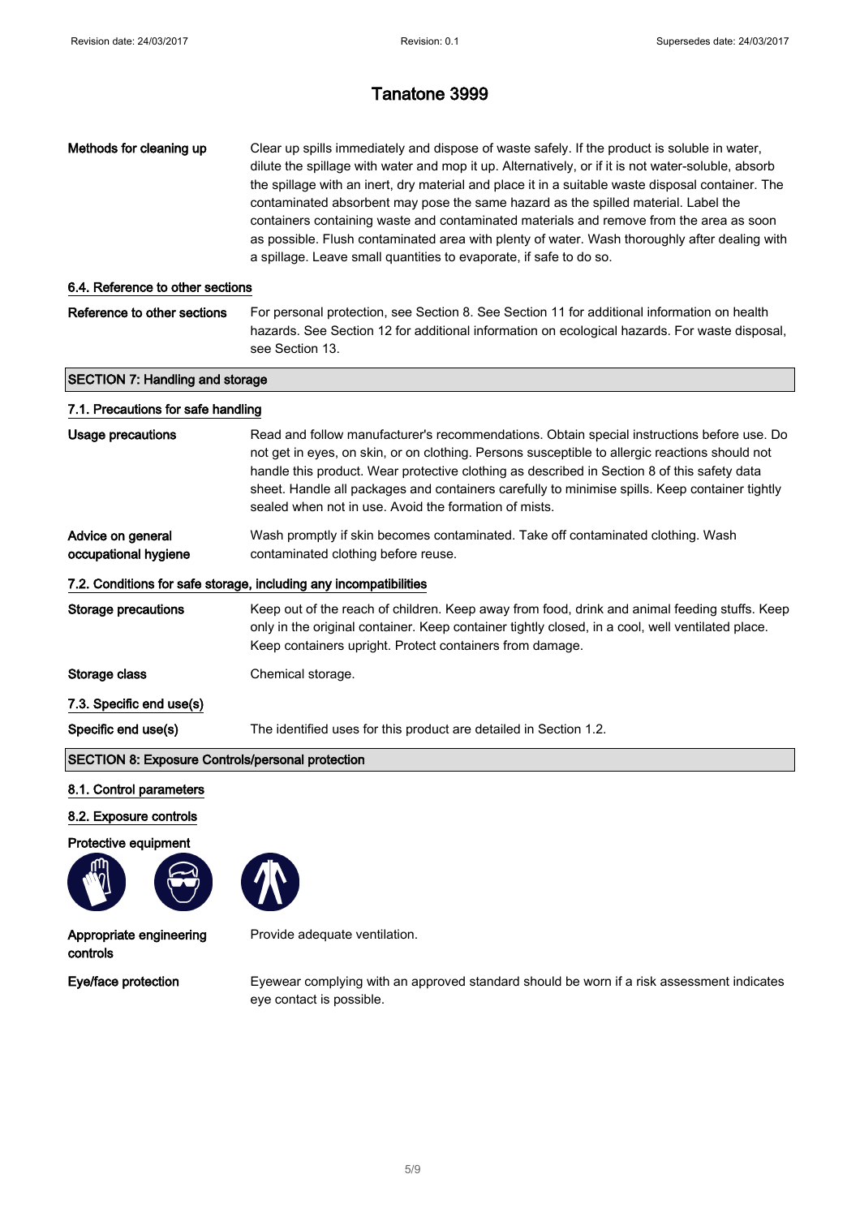# Tanatone 3999

**Methods for cleaning up**

Clear up spills immediately and dispose of waste safely. If the product is soluble in water, dilute the spillage with water and mop it up. Alternatively, or if it is not water-soluble, absorb the spillage with an inert, dry material and place it in a suitable waste disposal container. The contaminated absorbent may pose the same hazard as the spilled material. Label the containers containing waste and contaminated materials and remove from the area as soon as possible. Flush contaminated area with plenty of water. Wash thoroughly after dealing with a spillage. Leave small quantities to evaporate, if safe to do so.

### 6.4. Reference to other sections

**Reference to other sections**

For personal protection, see Section 8. See Section 11 for additional information on health hazards. See Section 12 for additional information on ecological hazards. For waste disposal, see Section 13.

## SECTION 7: Handling and storage

### 7.1. Precautions for safe handling

**Usage precautions**

Read and follow manufacturer's recommendations. Obtain special instructions before use. Do not get in eyes, on skin, or on clothing. Persons susceptible to allergic reactions should not handle this product. Wear protective clothing as described in Section 8 of this safety data sheet. Handle all packages and containers carefully to minimise spills. Keep container tightly sealed when not in use. Avoid the formation of mists.

**Advice on general occupational hygiene**

Wash promptly if skin becomes contaminated. Take off contaminated clothing. Wash contaminated clothing before reuse.

### 7.2. Conditions for safe storage, including any incompatibilities

**Storage precautions**

Keep out of the reach of children. Keep away from food, drink and animal feeding stuffs. Keep only in the original container. Keep container tightly closed, in a cool, well ventilated place. Keep containers upright. Protect containers from damage.

**Storage class**

Chemical storage.

### 7.3. Specific end use(s)

**Specific end use(s)**

The identified uses for this product are detailed in Section 1.2.

## SECTION 8: Exposure Controls/personal protection

### 8.1. Control parameters

### 8.2. Exposure controls

**Protective equipment**

**Appropriate engineering controls**

Provide adequate ventilation.

**Eye/face protection**

Eyewear complying with an approved standard should be worn if a risk assessment indicates eye contact is possible.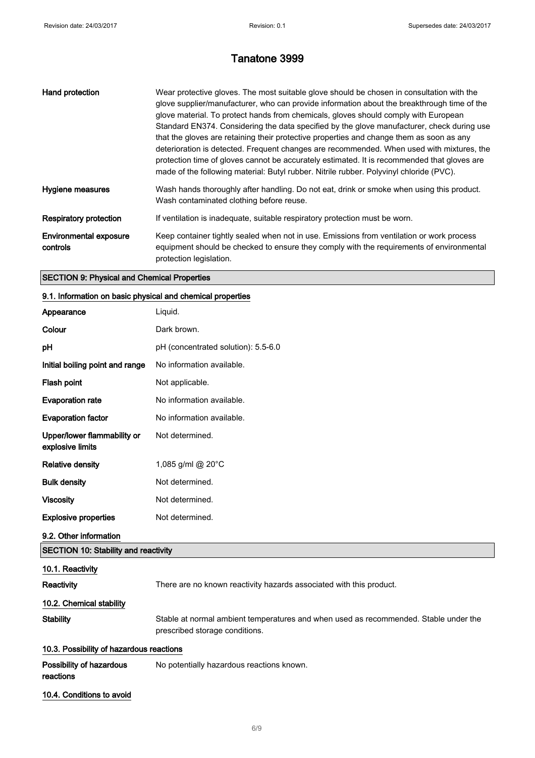# Tanatone 3999

| | |
|---|---|
| **Hand protection** | Wear protective gloves. The most suitable glove should be chosen in consultation with the glove supplier/manufacturer, who can provide information about the breakthrough time of the glove material. To protect hands from chemicals, gloves should comply with European Standard EN374. Considering the data specified by the glove manufacturer, check during use that the gloves are retaining their protective properties and change them as soon as any deterioration is detected. Frequent changes are recommended. When used with mixtures, the protection time of gloves cannot be accurately estimated. It is recommended that gloves are made of the following material: Butyl rubber. Nitrile rubber. Polyvinyl chloride (PVC). |
| **Hygiene measures** | Wash hands thoroughly after handling. Do not eat, drink or smoke when using this product. Wash contaminated clothing before reuse. |
| **Respiratory protection** | If ventilation is inadequate, suitable respiratory protection must be worn. |
| **Environmental exposure controls** | Keep container tightly sealed when not in use. Emissions from ventilation or work process equipment should be checked to ensure they comply with the requirements of environmental protection legislation. |

## SECTION 9: Physical and Chemical Properties

### 9.1. Information on basic physical and chemical properties

| | |
|---|---|
| **Appearance** | Liquid. |
| **Colour** | Dark brown. |
| **pH** | pH (concentrated solution): 5.5-6.0 |
| **Initial boiling point and range** | No information available. |
| **Flash point** | Not applicable. |
| **Evaporation rate** | No information available. |
| **Evaporation factor** | No information available. |
| **Upper/lower flammability or explosive limits** | Not determined. |
| **Relative density** | 1,085 g/ml @ 20°C |
| **Bulk density** | Not determined. |
| **Viscosity** | Not determined. |
| **Explosive properties** | Not determined. |

### 9.2. Other information

## SECTION 10: Stability and reactivity

### 10.1. Reactivity

**Reactivity** There are no known reactivity hazards associated with this product.

### 10.2. Chemical stability

**Stability** Stable at normal ambient temperatures and when used as recommended. Stable under the prescribed storage conditions.

### 10.3. Possibility of hazardous reactions

**Possibility of hazardous reactions** No potentially hazardous reactions known.

### 10.4. Conditions to avoid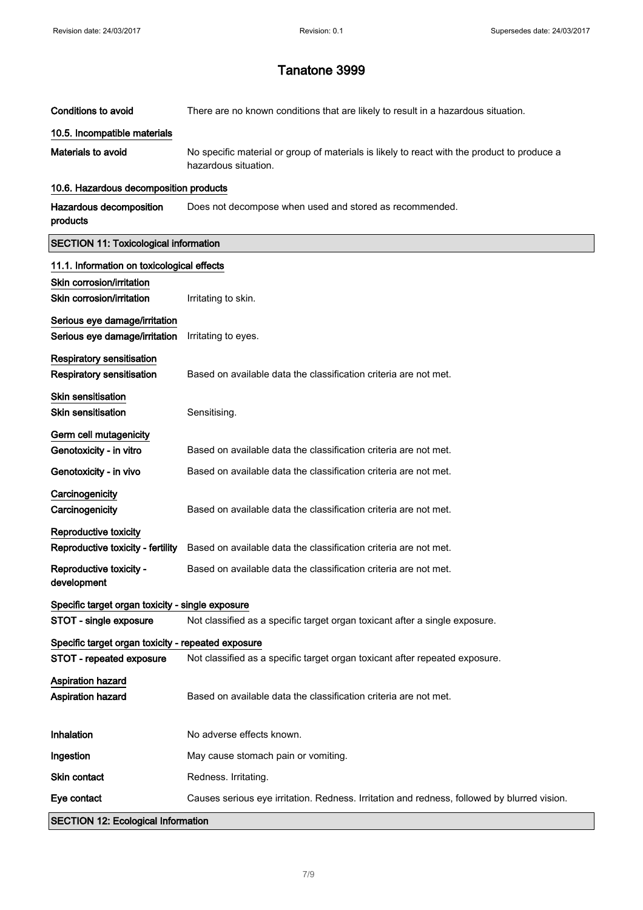# Tanatone 3999

**Conditions to avoid** There are no known conditions that are likely to result in a hazardous situation.

### 10.5. Incompatible materials

**Materials to avoid** No specific material or group of materials is likely to react with the product to produce a hazardous situation.

### 10.6. Hazardous decomposition products

**Hazardous decomposition products** Does not decompose when used and stored as recommended.

## SECTION 11: Toxicological information

### 11.1. Information on toxicological effects

**Skin corrosion/irritation**

**Skin corrosion/irritation** Irritating to skin.

**Serious eye damage/irritation**

**Serious eye damage/irritation** Irritating to eyes.

**Respiratory sensitisation**

**Respiratory sensitisation** Based on available data the classification criteria are not met.

**Skin sensitisation**

**Skin sensitisation** Sensitising.

**Germ cell mutagenicity**

**Genotoxicity - in vitro** Based on available data the classification criteria are not met.

**Genotoxicity - in vivo** Based on available data the classification criteria are not met.

**Carcinogenicity**

**Carcinogenicity** Based on available data the classification criteria are not met.

**Reproductive toxicity**

**Reproductive toxicity - fertility** Based on available data the classification criteria are not met.

**Reproductive toxicity - development** Based on available data the classification criteria are not met.

**Specific target organ toxicity - single exposure**

**STOT - single exposure** Not classified as a specific target organ toxicant after a single exposure.

**Specific target organ toxicity - repeated exposure**

**STOT - repeated exposure** Not classified as a specific target organ toxicant after repeated exposure.

**Aspiration hazard**

**Aspiration hazard** Based on available data the classification criteria are not met.

**Inhalation** No adverse effects known.

**Ingestion** May cause stomach pain or vomiting.

**Skin contact** Redness. Irritating.

**Eye contact** Causes serious eye irritation. Redness. Irritation and redness, followed by blurred vision.

## SECTION 12: Ecological Information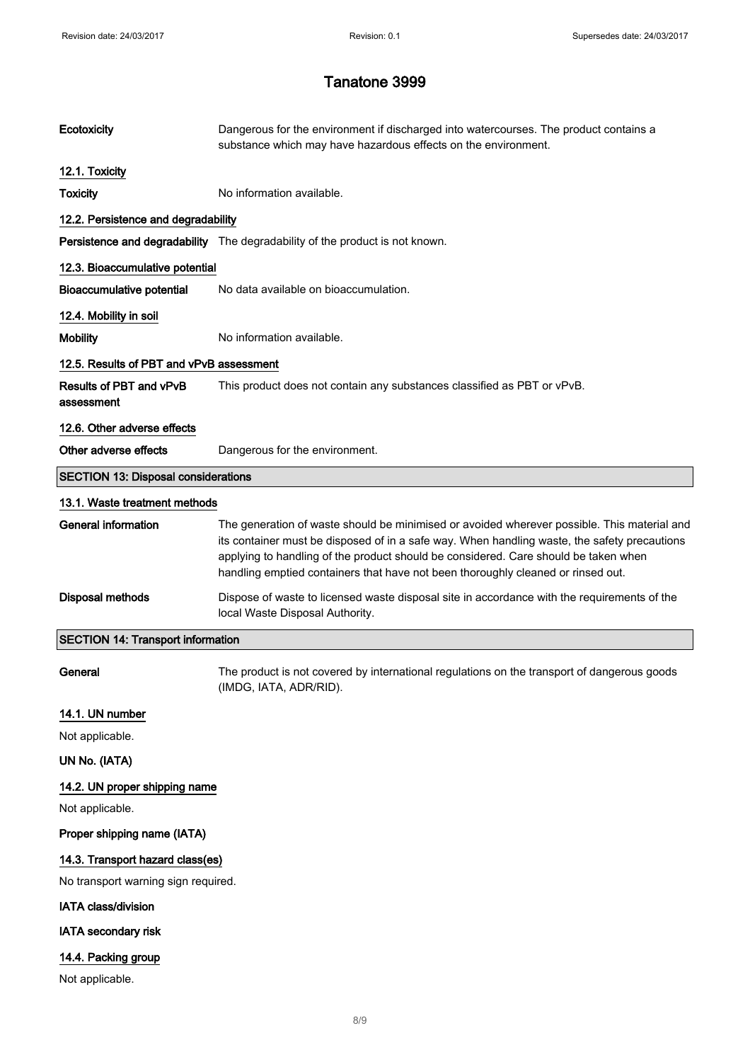# Tanatone 3999

| | |
|---|---|
| **Ecotoxicity** | Dangerous for the environment if discharged into watercourses. The product contains a substance which may have hazardous effects on the environment. |

### 12.1. Toxicity

| | |
|---|---|
| **Toxicity** | No information available. |

### 12.2. Persistence and degradability

| | |
|---|---|
| **Persistence and degradability** | The degradability of the product is not known. |

### 12.3. Bioaccumulative potential

| | |
|---|---|
| **Bioaccumulative potential** | No data available on bioaccumulation. |

### 12.4. Mobility in soil

| | |
|---|---|
| **Mobility** | No information available. |

### 12.5. Results of PBT and vPvB assessment

| | |
|---|---|
| **Results of PBT and vPvB assessment** | This product does not contain any substances classified as PBT or vPvB. |

### 12.6. Other adverse effects

| | |
|---|---|
| **Other adverse effects** | Dangerous for the environment. |

## SECTION 13: Disposal considerations

### 13.1. Waste treatment methods

| | |
|---|---|
| **General information** | The generation of waste should be minimised or avoided wherever possible. This material and its container must be disposed of in a safe way. When handling waste, the safety precautions applying to handling of the product should be considered. Care should be taken when handling emptied containers that have not been thoroughly cleaned or rinsed out. |
| **Disposal methods** | Dispose of waste to licensed waste disposal site in accordance with the requirements of the local Waste Disposal Authority. |

## SECTION 14: Transport information

| | |
|---|---|
| **General** | The product is not covered by international regulations on the transport of dangerous goods (IMDG, IATA, ADR/RID). |

### 14.1. UN number

Not applicable.

**UN No. (IATA)**

### 14.2. UN proper shipping name

Not applicable.

**Proper shipping name (IATA)**

### 14.3. Transport hazard class(es)

No transport warning sign required.

**IATA class/division**

**IATA secondary risk**

### 14.4. Packing group

Not applicable.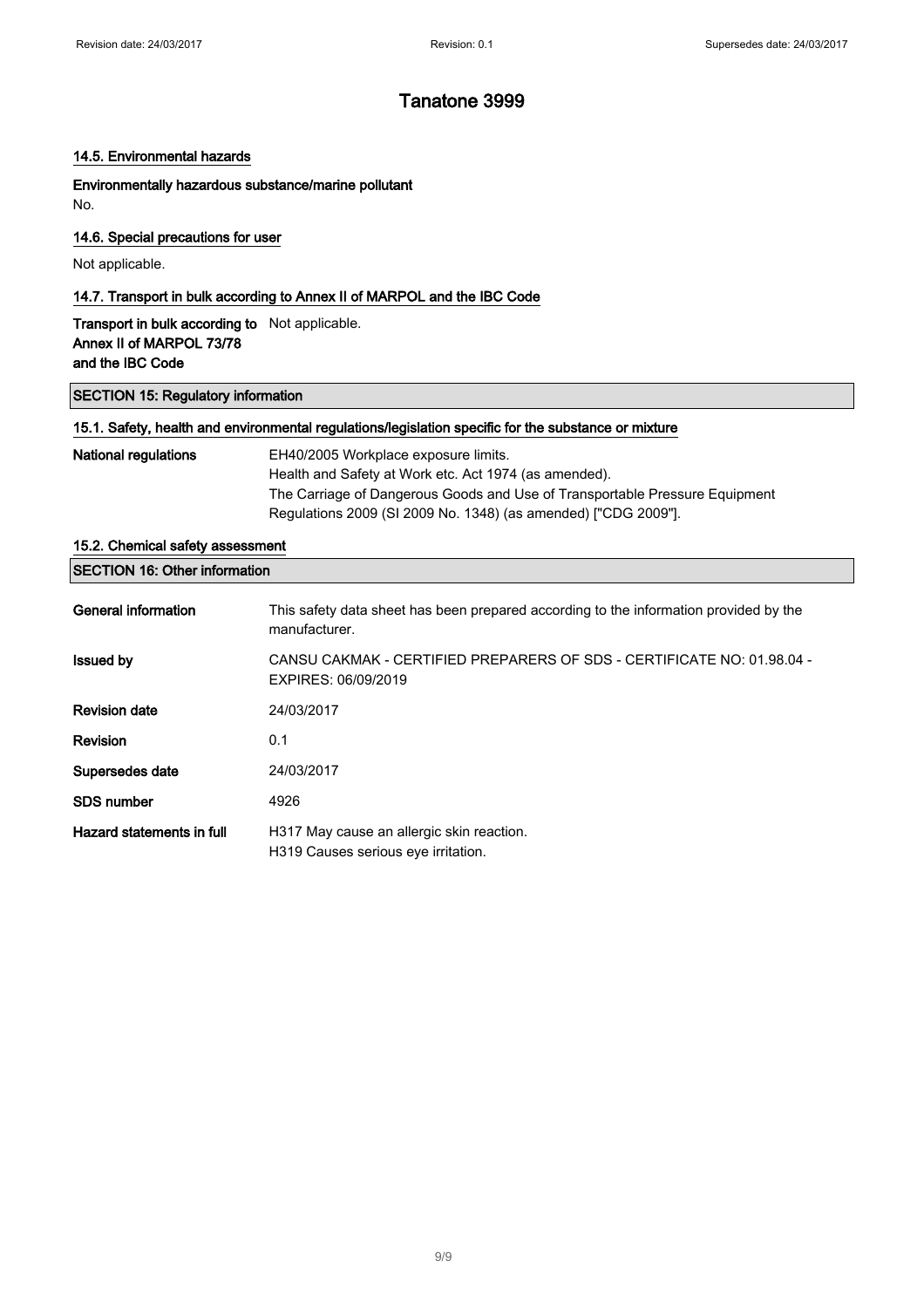# Tanatone 3999

### 14.5. Environmental hazards

**Environmentally hazardous substance/marine pollutant**

No.

### 14.6. Special precautions for user

Not applicable.

### 14.7. Transport in bulk according to Annex II of MARPOL and the IBC Code

**Transport in bulk according to Annex II of MARPOL 73/78 and the IBC Code** Not applicable.

## SECTION 15: Regulatory information

### 15.1. Safety, health and environmental regulations/legislation specific for the substance or mixture

**National regulations**

EH40/2005 Workplace exposure limits.
Health and Safety at Work etc. Act 1974 (as amended).
The Carriage of Dangerous Goods and Use of Transportable Pressure Equipment Regulations 2009 (SI 2009 No. 1348) (as amended) ["CDG 2009"].

### 15.2. Chemical safety assessment

## SECTION 16: Other information

| | |
|---|---|
| **General information** | This safety data sheet has been prepared according to the information provided by the manufacturer. |
| **Issued by** | CANSU CAKMAK - CERTIFIED PREPARERS OF SDS - CERTIFICATE NO: 01.98.04 - EXPIRES: 06/09/2019 |
| **Revision date** | 24/03/2017 |
| **Revision** | 0.1 |
| **Supersedes date** | 24/03/2017 |
| **SDS number** | 4926 |
| **Hazard statements in full** | H317 May cause an allergic skin reaction.<br>H319 Causes serious eye irritation. |